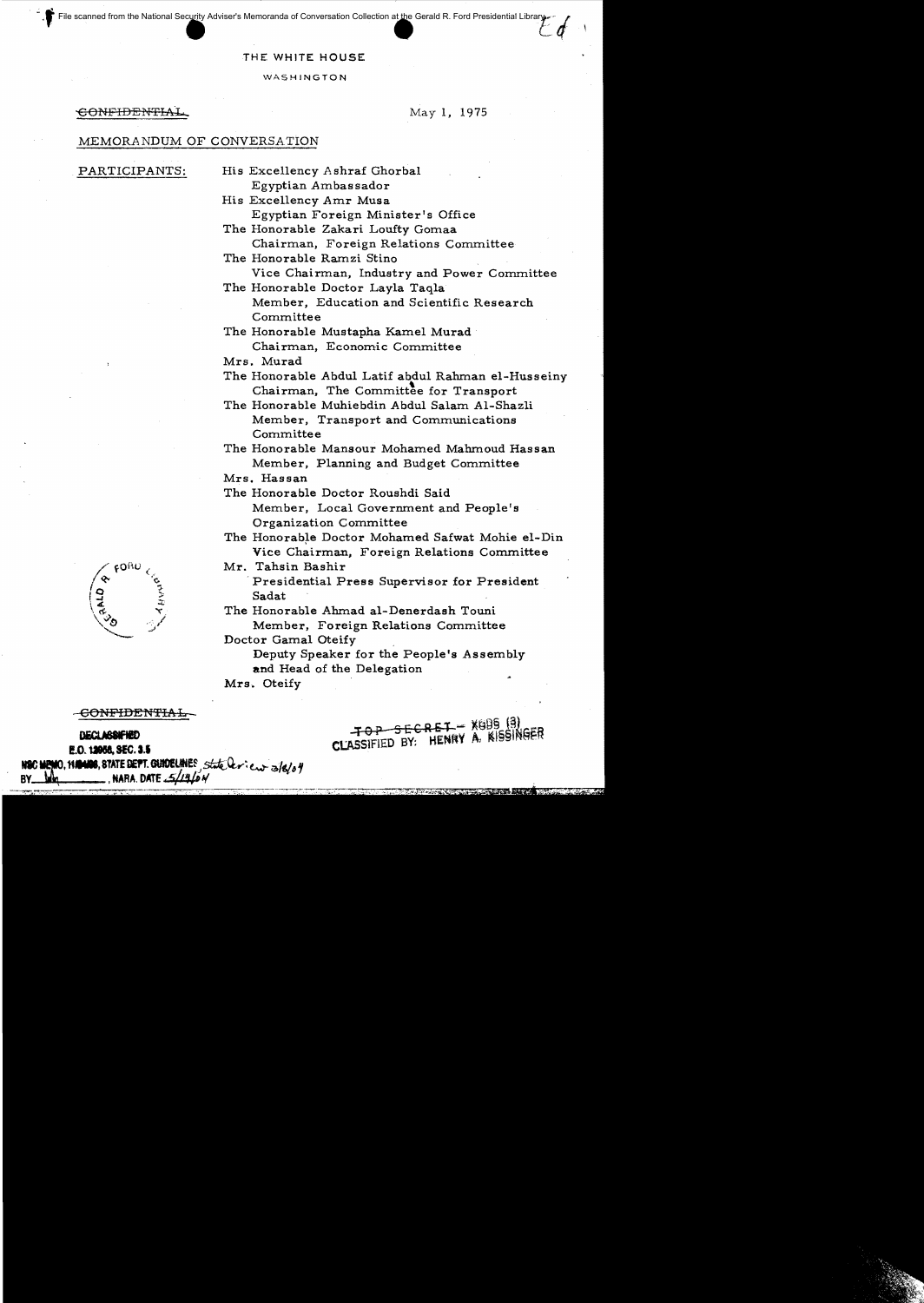File scanned from the National Security Adviser's Memoranda of Conversation Collection at the Gerald R. Ford Presidential Library

THE WHITE HOUSE

WASHINGTON

~~CONFIDENTIAL~~

May 1, 1975

MEMORANDUM OF CONVERSATION

PARTICIPANTS:

His Excellency Ashraf Ghorbal
Egyptian Ambassador

His Excellency Amr Musa
Egyptian Foreign Minister's Office

The Honorable Zakari Loufty Gomaa
Chairman, Foreign Relations Committee

The Honorable Ramzi Stino
Vice Chairman, Industry and Power Committee

The Honorable Doctor Layla Taqla
Member, Education and Scientific Research Committee

The Honorable Mustapha Kamel Murad
Chairman, Economic Committee

Mrs. Murad

The Honorable Abdul Latif abdul Rahman el-Husseiny
Chairman, The Committee for Transport

The Honorable Muhiebdin Abdul Salam Al-Shazli
Member, Transport and Communications Committee

The Honorable Mansour Mohamed Mahmoud Hassan
Member, Planning and Budget Committee

Mrs. Hassan

The Honorable Doctor Roushdi Said
Member, Local Government and People's Organization Committee

The Honorable Doctor Mohamed Safwat Mohie el-Din
Vice Chairman, Foreign Relations Committee

Mr. Tahsin Bashir
Presidential Press Supervisor for President Sadat

The Honorable Ahmad al-Denerdash Touni
Member, Foreign Relations Committee

Doctor Gamal Oteify
Deputy Speaker for the People's Assembly and Head of the Delegation

Mrs. Oteify

~~CONFIDENTIAL~~

DECLASSIFIED
E.O. 12958, SEC. 3.5
NSC MEMO, 11/24/98, STATE DEPT. GUIDELINES State Review 3/8/04
BY ____, NARA, DATE 5/19/04

~~TOP SECRET~~ – XGDS (3)
CLASSIFIED BY: HENRY A. KISSINGER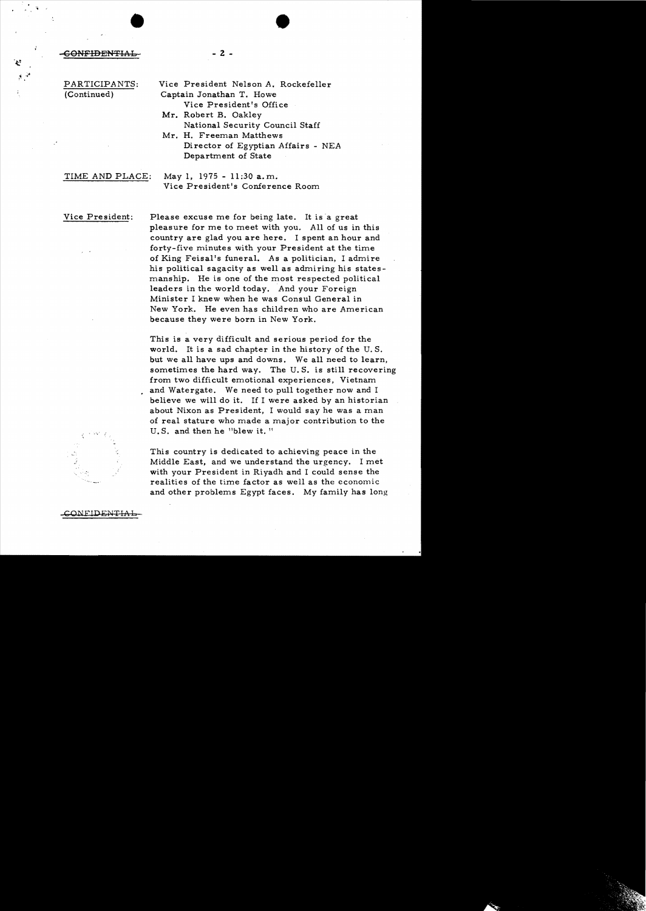CONFIDENTIAL

PARTICIPANTS: (Continued)

Vice President Nelson A. Rockefeller
Captain Jonathan T. Howe
Vice President's Office
Mr. Robert B. Oakley
National Security Council Staff
Mr. H. Freeman Matthews
Director of Egyptian Affairs - NEA
Department of State

TIME AND PLACE: May 1, 1975 - 11:30 a.m.
Vice President's Conference Room

Vice President: Please excuse me for being late. It is a great pleasure for me to meet with you. All of us in this country are glad you are here. I spent an hour and forty-five minutes with your President at the time of King Feisal's funeral. As a politician, I admire his political sagacity as well as admiring his statesmanship. He is one of the most respected political leaders in the world today. And your Foreign Minister I knew when he was Consul General in New York. He even has children who are American because they were born in New York.

This is a very difficult and serious period for the world. It is a sad chapter in the history of the U.S. but we all have ups and downs. We all need to learn, sometimes the hard way. The U.S. is still recovering from two difficult emotional experiences, Vietnam and Watergate. We need to pull together now and I believe we will do it. If I were asked by an historian about Nixon as President, I would say he was a man of real stature who made a major contribution to the U.S. and then he "blew it."

This country is dedicated to achieving peace in the Middle East, and we understand the urgency. I met with your President in Riyadh and I could sense the realities of the time factor as well as the economic and other problems Egypt faces. My family has long

CONFIDENTIAL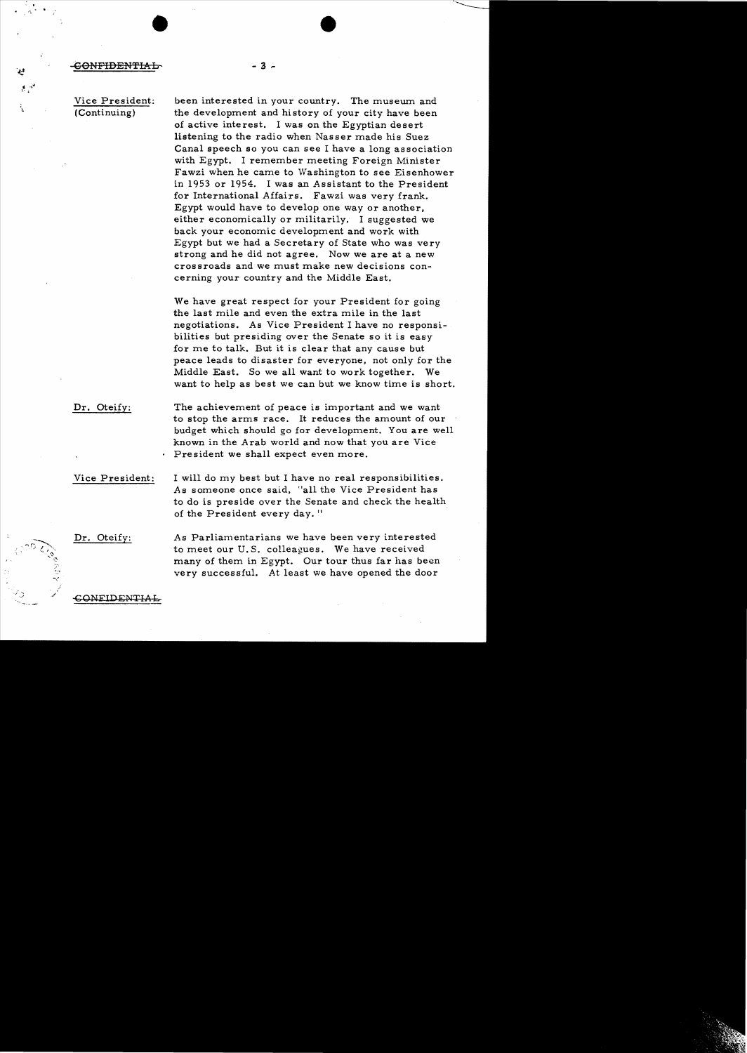CONFIDENTIAL

**Vice President:** (Continuing) been interested in your country. The museum and the development and history of your city have been of active interest. I was on the Egyptian desert listening to the radio when Nasser made his Suez Canal speech so you can see I have a long association with Egypt. I remember meeting Foreign Minister Fawzi when he came to Washington to see Eisenhower in 1953 or 1954. I was an Assistant to the President for International Affairs. Fawzi was very frank. Egypt would have to develop one way or another, either economically or militarily. I suggested we back your economic development and work with Egypt but we had a Secretary of State who was very strong and he did not agree. Now we are at a new crossroads and we must make new decisions concerning your country and the Middle East.

We have great respect for your President for going the last mile and even the extra mile in the last negotiations. As Vice President I have no responsibilities but presiding over the Senate so it is easy for me to talk. But it is clear that any cause but peace leads to disaster for everyone, not only for the Middle East. So we all want to work together. We want to help as best we can but we know time is short.

**Dr. Oteify:** The achievement of peace is important and we want to stop the arms race. It reduces the amount of our budget which should go for development. You are well known in the Arab world and now that you are Vice President we shall expect even more.

**Vice President:** I will do my best but I have no real responsibilities. As someone once said, "all the Vice President has to do is preside over the Senate and check the health of the President every day."

**Dr. Oteify:** As Parliamentarians we have been very interested to meet our U.S. colleagues. We have received many of them in Egypt. Our tour thus far has been very successful. At least we have opened the door

CONFIDENTIAL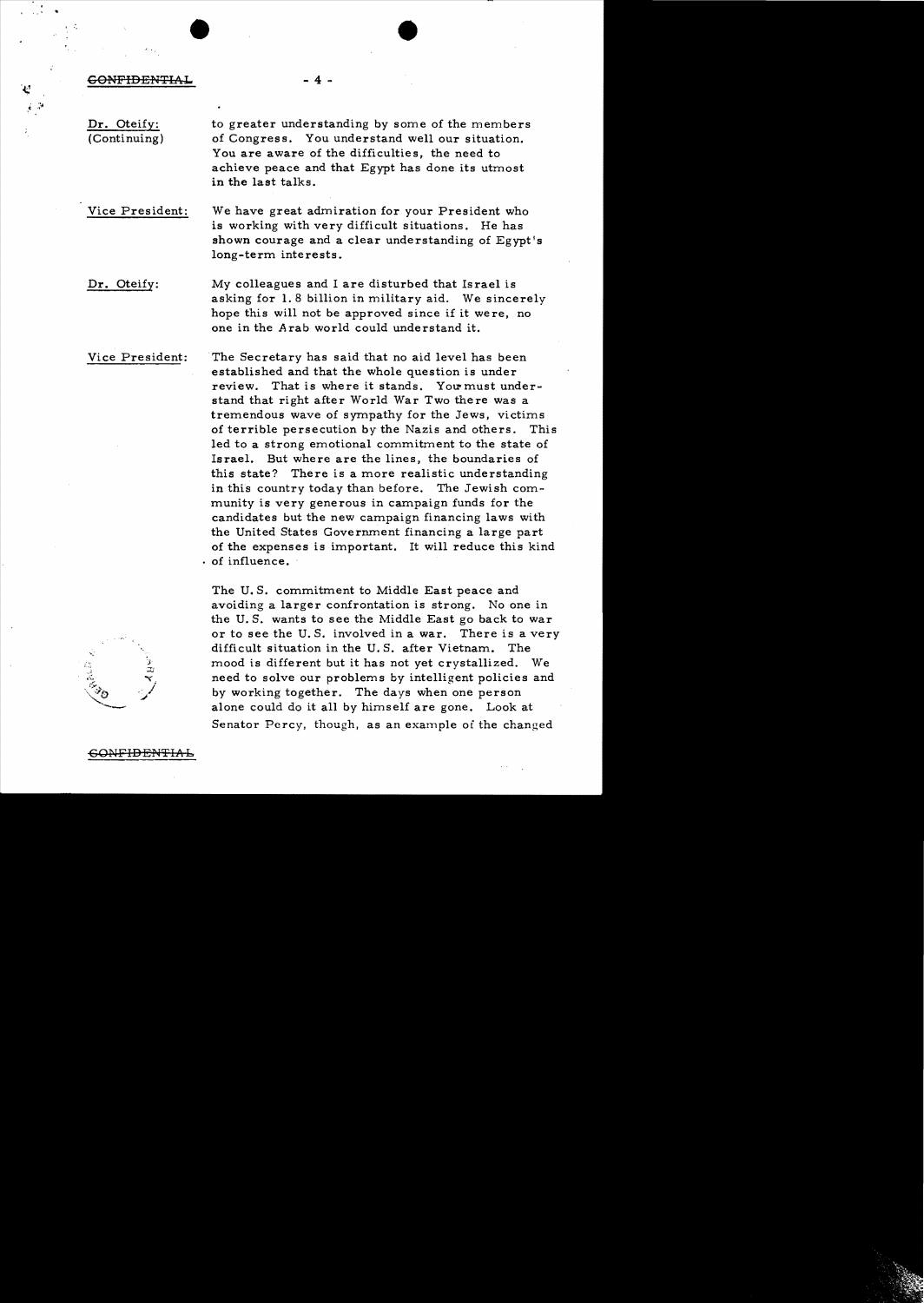CONFIDENTIAL

**Dr. Oteify:** (Continuing) to greater understanding by some of the members of Congress. You understand well our situation. You are aware of the difficulties, the need to achieve peace and that Egypt has done its utmost in the last talks.

**Vice President:** We have great admiration for your President who is working with very difficult situations. He has shown courage and a clear understanding of Egypt's long-term interests.

**Dr. Oteify:** My colleagues and I are disturbed that Israel is asking for 1.8 billion in military aid. We sincerely hope this will not be approved since if it were, no one in the Arab world could understand it.

**Vice President:** The Secretary has said that no aid level has been established and that the whole question is under review. That is where it stands. You must understand that right after World War Two there was a tremendous wave of sympathy for the Jews, victims of terrible persecution by the Nazis and others. This led to a strong emotional commitment to the state of Israel. But where are the lines, the boundaries of this state? There is a more realistic understanding in this country today than before. The Jewish community is very generous in campaign funds for the candidates but the new campaign financing laws with the United States Government financing a large part of the expenses is important. It will reduce this kind of influence.

The U.S. commitment to Middle East peace and avoiding a larger confrontation is strong. No one in the U.S. wants to see the Middle East go back to war or to see the U.S. involved in a war. There is a very difficult situation in the U.S. after Vietnam. The mood is different but it has not yet crystallized. We need to solve our problems by intelligent policies and by working together. The days when one person alone could do it all by himself are gone. Look at Senator Percy, though, as an example of the changed

CONFIDENTIAL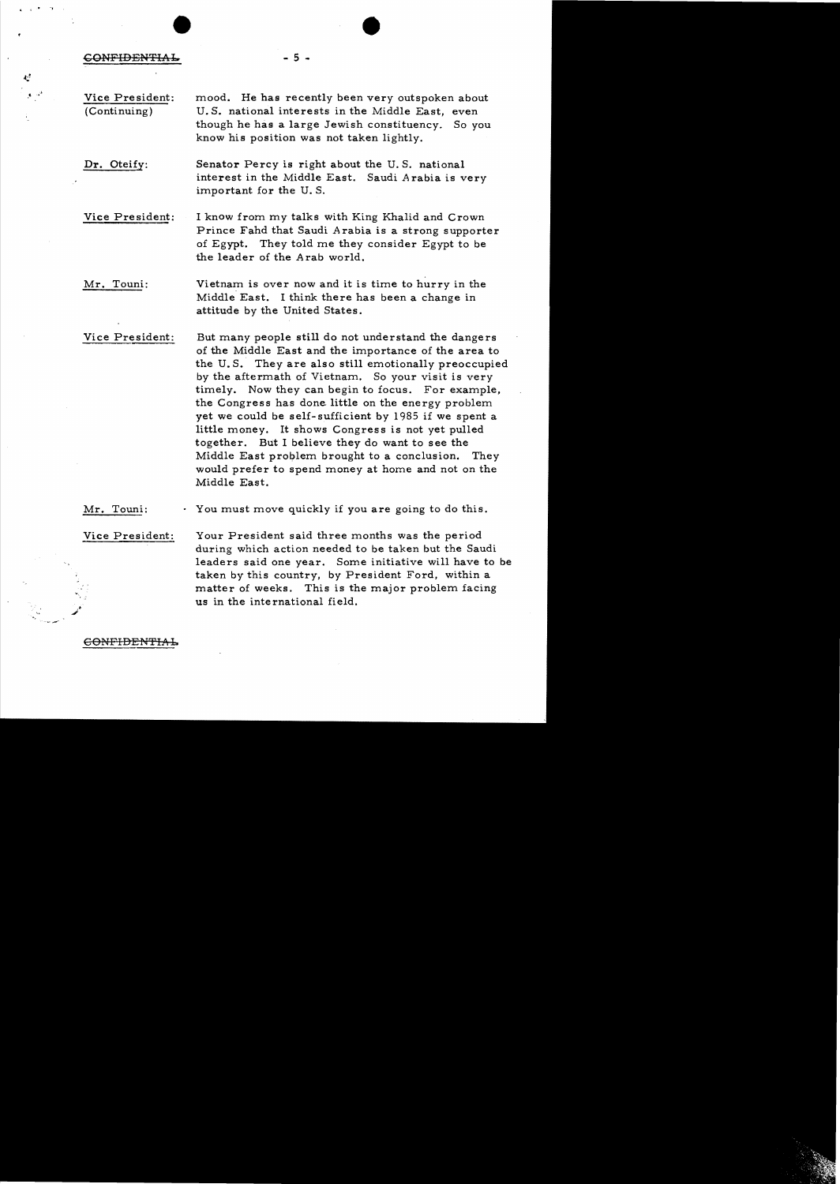CONFIDENTIAL

**Vice President: (Continuing)** mood. He has recently been very outspoken about U.S. national interests in the Middle East, even though he has a large Jewish constituency. So you know his position was not taken lightly.

**Dr. Oteify:** Senator Percy is right about the U.S. national interest in the Middle East. Saudi Arabia is very important for the U.S.

**Vice President:** I know from my talks with King Khalid and Crown Prince Fahd that Saudi Arabia is a strong supporter of Egypt. They told me they consider Egypt to be the leader of the Arab world.

**Mr. Touni:** Vietnam is over now and it is time to hurry in the Middle East. I think there has been a change in attitude by the United States.

**Vice President:** But many people still do not understand the dangers of the Middle East and the importance of the area to the U.S. They are also still emotionally preoccupied by the aftermath of Vietnam. So your visit is very timely. Now they can begin to focus. For example, the Congress has done little on the energy problem yet we could be self-sufficient by 1985 if we spent a little money. It shows Congress is not yet pulled together. But I believe they do want to see the Middle East problem brought to a conclusion. They would prefer to spend money at home and not on the Middle East.

**Mr. Touni:** You must move quickly if you are going to do this.

**Vice President:** Your President said three months was the period during which action needed to be taken but the Saudi leaders said one year. Some initiative will have to be taken by this country, by President Ford, within a matter of weeks. This is the major problem facing us in the international field.

CONFIDENTIAL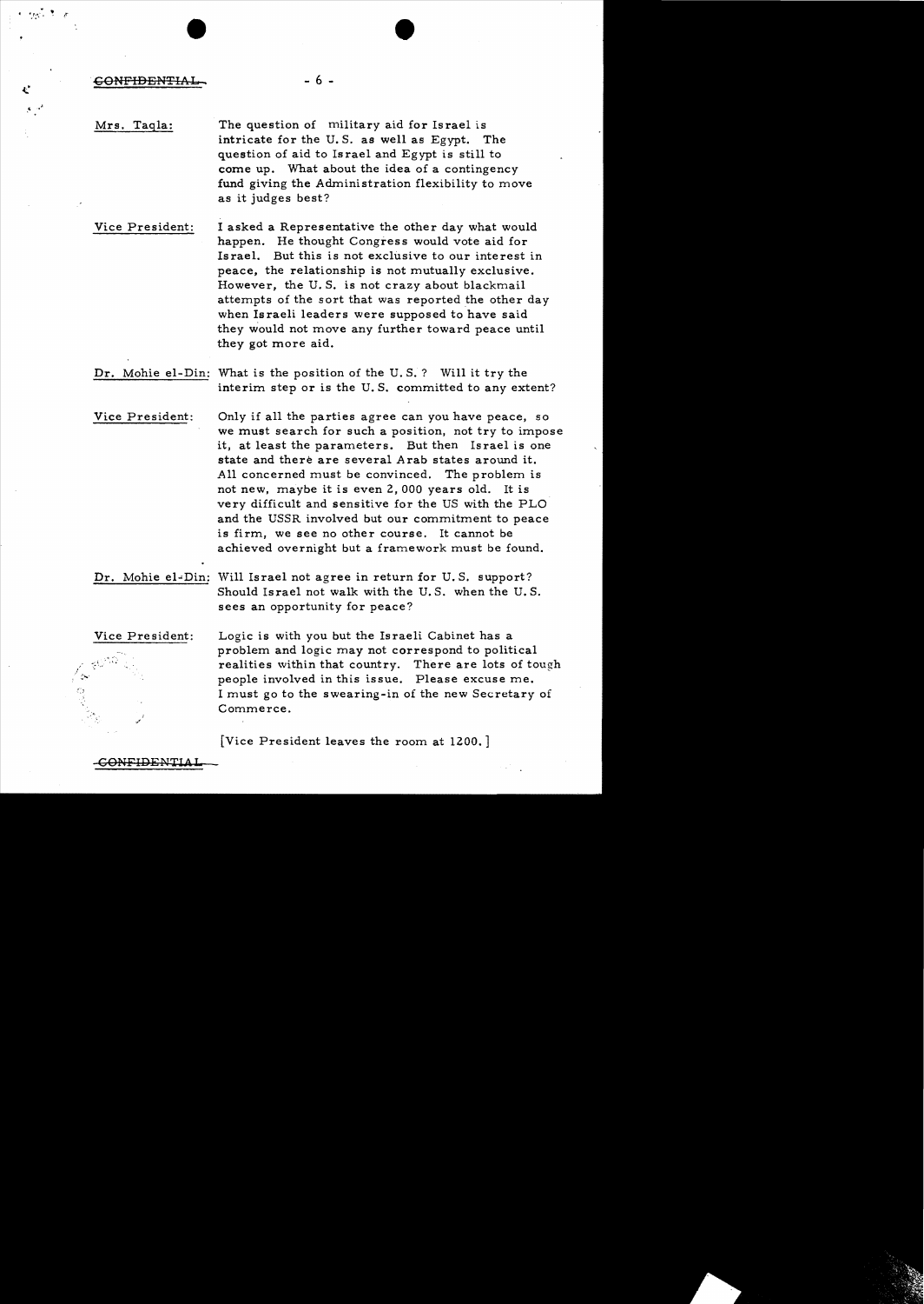CONFIDENTIAL

Mrs. Taqla: The question of military aid for Israel is intricate for the U. S. as well as Egypt. The question of aid to Israel and Egypt is still to come up. What about the idea of a contingency fund giving the Administration flexibility to move as it judges best?

Vice President: I asked a Representative the other day what would happen. He thought Congress would vote aid for Israel. But this is not exclusive to our interest in peace, the relationship is not mutually exclusive. However, the U. S. is not crazy about blackmail attempts of the sort that was reported the other day when Israeli leaders were supposed to have said they would not move any further toward peace until they got more aid.

Dr. Mohie el-Din: What is the position of the U. S. ? Will it try the interim step or is the U. S. committed to any extent?

Vice President: Only if all the parties agree can you have peace, so we must search for such a position, not try to impose it, at least the parameters. But then Israel is one state and there are several Arab states around it. All concerned must be convinced. The problem is not new, maybe it is even 2,000 years old. It is very difficult and sensitive for the US with the PLO and the USSR involved but our commitment to peace is firm, we see no other course. It cannot be achieved overnight but a framework must be found.

Dr. Mohie el-Din: Will Israel not agree in return for U. S. support? Should Israel not walk with the U. S. when the U. S. sees an opportunity for peace?

Vice President: Logic is with you but the Israeli Cabinet has a problem and logic may not correspond to political realities within that country. There are lots of tough people involved in this issue. Please excuse me. I must go to the swearing-in of the new Secretary of Commerce.

[Vice President leaves the room at 1200.]

CONFIDENTIAL